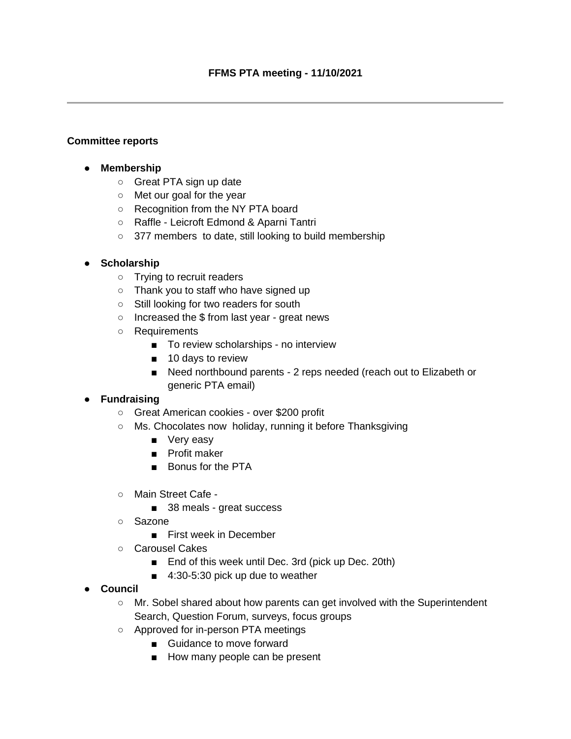**FFMS PTA meeting - 11/10/2021**

---

**Committee reports**

- **Membership**
  - Great PTA sign up date
  - Met our goal for the year
  - Recognition from the NY PTA board
  - Raffle - Leicroft Edmond & Aparni Tantri
  - 377 members to date, still looking to build membership

- **Scholarship**
  - Trying to recruit readers
  - Thank you to staff who have signed up
  - Still looking for two readers for south
  - Increased the $ from last year - great news
  - Requirements
    - To review scholarships - no interview
    - 10 days to review
    - Need northbound parents - 2 reps needed (reach out to Elizabeth or generic PTA email)
- **Fundraising**
  - Great American cookies - over $200 profit
  - Ms. Chocolates now holiday, running it before Thanksgiving
    - Very easy
    - Profit maker
    - Bonus for the PTA
  - Main Street Cafe -
    - 38 meals - great success
  - Sazone
    - First week in December
  - Carousel Cakes
    - End of this week until Dec. 3rd (pick up Dec. 20th)
    - 4:30-5:30 pick up due to weather
- **Council**
  - Mr. Sobel shared about how parents can get involved with the Superintendent Search, Question Forum, surveys, focus groups
  - Approved for in-person PTA meetings
    - Guidance to move forward
    - How many people can be present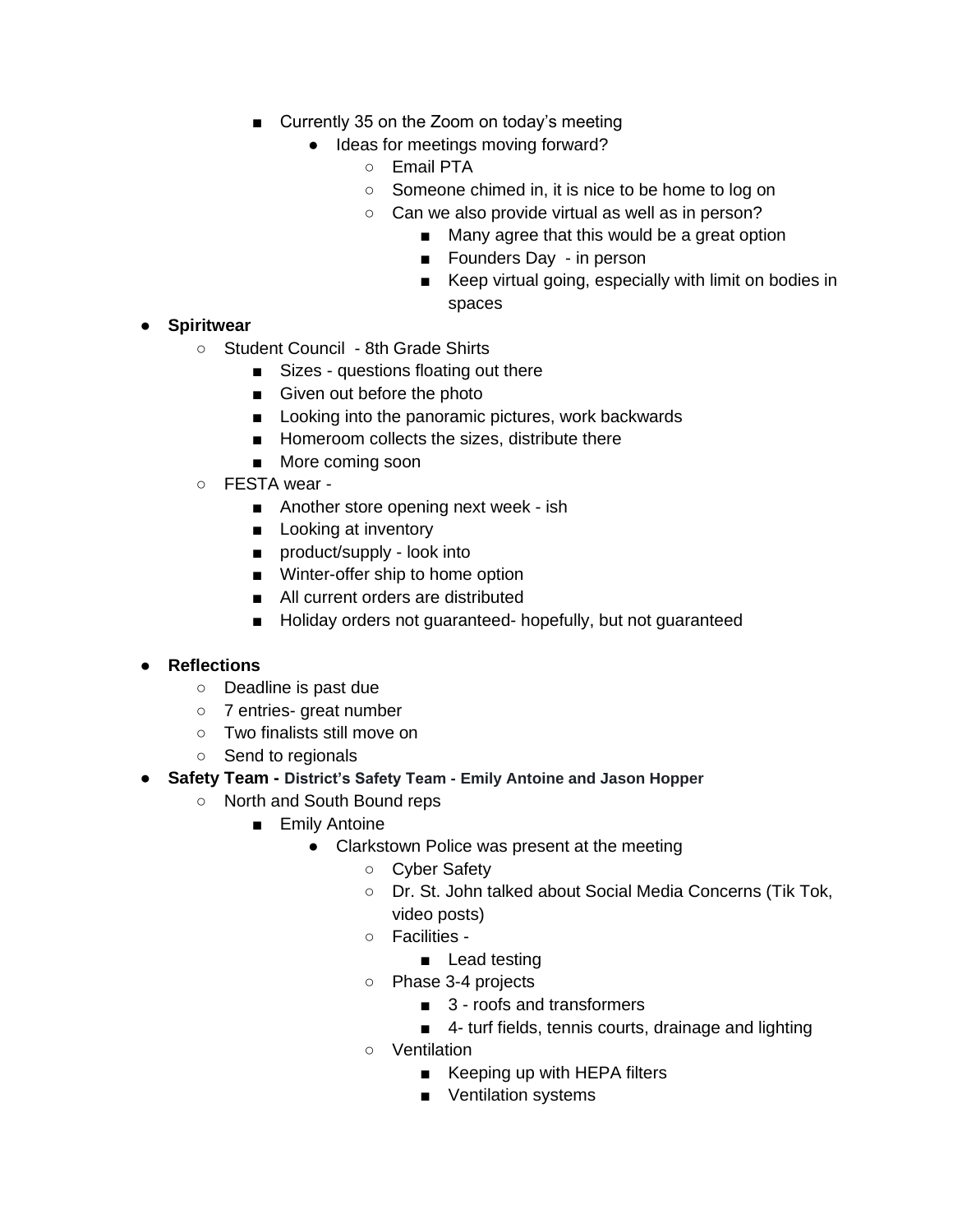- Currently 35 on the Zoom on today's meeting
                - Ideas for meetings moving forward?
                    - Email PTA
                    - Someone chimed in, it is nice to be home to log on
                    - Can we also provide virtual as well as in person?
                        - Many agree that this would be a great option
                        - Founders Day - in person
                        - Keep virtual going, especially with limit on bodies in spaces

- **Spiritwear**
    - Student Council - 8th Grade Shirts
        - Sizes - questions floating out there
        - Given out before the photo
        - Looking into the panoramic pictures, work backwards
        - Homeroom collects the sizes, distribute there
        - More coming soon
    - FESTA wear -
        - Another store opening next week - ish
        - Looking at inventory
        - product/supply - look into
        - Winter-offer ship to home option
        - All current orders are distributed
        - Holiday orders not guaranteed- hopefully, but not guaranteed

- **Reflections**
    - Deadline is past due
    - 7 entries- great number
    - Two finalists still move on
    - Send to regionals
- **Safety Team - District's Safety Team - Emily Antoine and Jason Hopper**
    - North and South Bound reps
        - Emily Antoine
            - Clarkstown Police was present at the meeting
                - Cyber Safety
                - Dr. St. John talked about Social Media Concerns (Tik Tok, video posts)
                - Facilities -
                    - Lead testing
                - Phase 3-4 projects
                    - 3 - roofs and transformers
                    - 4- turf fields, tennis courts, drainage and lighting
                - Ventilation
                    - Keeping up with HEPA filters
                    - Ventilation systems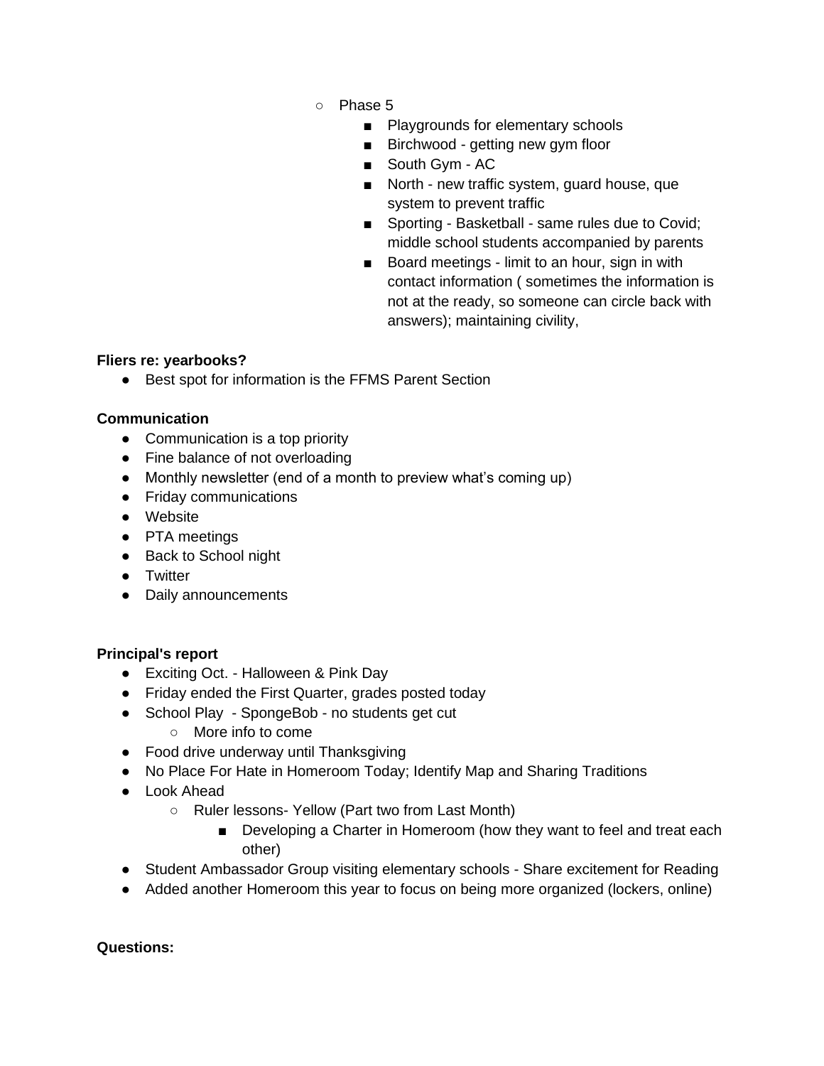- Phase 5
    - Playgrounds for elementary schools
    - Birchwood - getting new gym floor
    - South Gym - AC
    - North - new traffic system, guard house, que system to prevent traffic
    - Sporting - Basketball - same rules due to Covid; middle school students accompanied by parents
    - Board meetings - limit to an hour, sign in with contact information ( sometimes the information is not at the ready, so someone can circle back with answers); maintaining civility,

**Fliers re: yearbooks?**

- Best spot for information is the FFMS Parent Section

**Communication**

- Communication is a top priority
- Fine balance of not overloading
- Monthly newsletter (end of a month to preview what's coming up)
- Friday communications
- Website
- PTA meetings
- Back to School night
- Twitter
- Daily announcements

**Principal's report**

- Exciting Oct. - Halloween & Pink Day
- Friday ended the First Quarter, grades posted today
- School Play - SpongeBob - no students get cut
    - More info to come
- Food drive underway until Thanksgiving
- No Place For Hate in Homeroom Today; Identify Map and Sharing Traditions
- Look Ahead
    - Ruler lessons- Yellow (Part two from Last Month)
        - Developing a Charter in Homeroom (how they want to feel and treat each other)
- Student Ambassador Group visiting elementary schools - Share excitement for Reading
- Added another Homeroom this year to focus on being more organized (lockers, online)

**Questions:**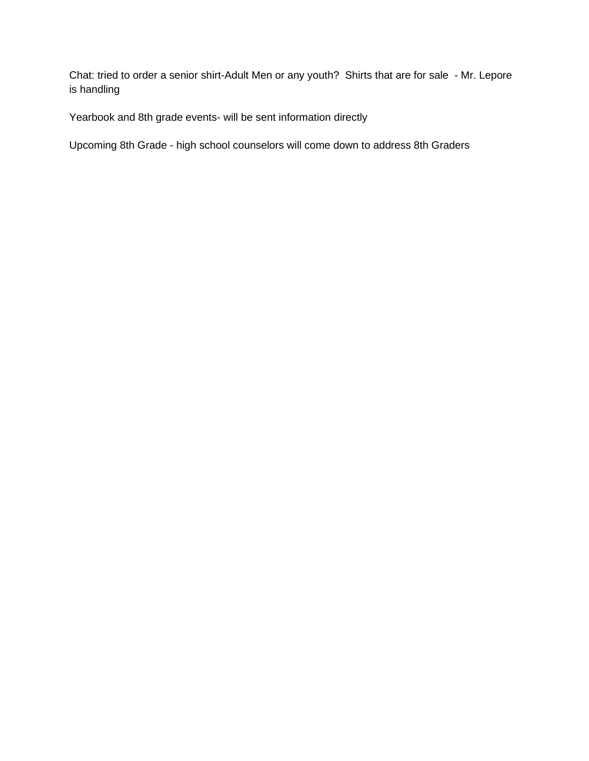Chat: tried to order a senior shirt-Adult Men or any youth? Shirts that are for sale - Mr. Lepore is handling

Yearbook and 8th grade events- will be sent information directly

Upcoming 8th Grade - high school counselors will come down to address 8th Graders